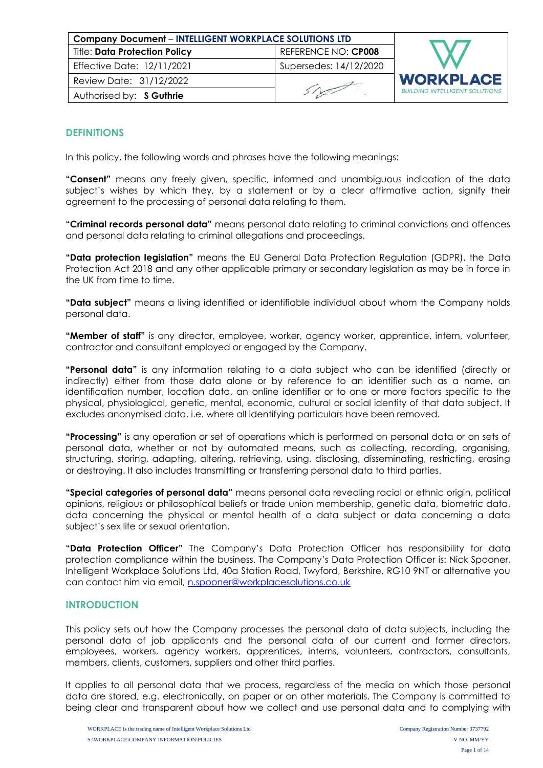| Company Document – INTELLIGENT WORKPLACE SOLUTIONS LTD | | |
|---|---|---|
| Title: **Data Protection Policy** | REFERENCE NO: **CP008** | WORKPLACE BUILDING INTELLIGENT SOLUTIONS |
| Effective Date: 12/11/2021 | Supersedes: 14/12/2020 | |
| Review Date: 31/12/2022 | | |
| Authorised by: **S Guthrie** | | |

## DEFINITIONS

In this policy, the following words and phrases have the following meanings:

**"Consent"** means any freely given, specific, informed and unambiguous indication of the data subject's wishes by which they, by a statement or by a clear affirmative action, signify their agreement to the processing of personal data relating to them.

**"Criminal records personal data"** means personal data relating to criminal convictions and offences and personal data relating to criminal allegations and proceedings.

**"Data protection legislation"** means the EU General Data Protection Regulation (GDPR), the Data Protection Act 2018 and any other applicable primary or secondary legislation as may be in force in the UK from time to time.

**"Data subject"** means a living identified or identifiable individual about whom the Company holds personal data.

**"Member of staff"** is any director, employee, worker, agency worker, apprentice, intern, volunteer, contractor and consultant employed or engaged by the Company.

**"Personal data"** is any information relating to a data subject who can be identified (directly or indirectly) either from those data alone or by reference to an identifier such as a name, an identification number, location data, an online identifier or to one or more factors specific to the physical, physiological, genetic, mental, economic, cultural or social identity of that data subject. It excludes anonymised data, i.e. where all identifying particulars have been removed.

**"Processing"** is any operation or set of operations which is performed on personal data or on sets of personal data, whether or not by automated means, such as collecting, recording, organising, structuring, storing, adapting, altering, retrieving, using, disclosing, disseminating, restricting, erasing or destroying. It also includes transmitting or transferring personal data to third parties.

**"Special categories of personal data"** means personal data revealing racial or ethnic origin, political opinions, religious or philosophical beliefs or trade union membership, genetic data, biometric data, data concerning the physical or mental health of a data subject or data concerning a data subject's sex life or sexual orientation.

**"Data Protection Officer"** The Company's Data Protection Officer has responsibility for data protection compliance within the business. The Company's Data Protection Officer is: Nick Spooner, Intelligent Workplace Solutions Ltd, 40a Station Road, Twyford, Berkshire, RG10 9NT or alternative you can contact him via email, n.spooner@workplacesolutions.co.uk

## INTRODUCTION

This policy sets out how the Company processes the personal data of data subjects, including the personal data of job applicants and the personal data of our current and former directors, employees, workers, agency workers, apprentices, interns, volunteers, contractors, consultants, members, clients, customers, suppliers and other third parties.

It applies to all personal data that we process, regardless of the media on which those personal data are stored, e.g. electronically, on paper or on other materials. The Company is committed to being clear and transparent about how we collect and use personal data and to complying with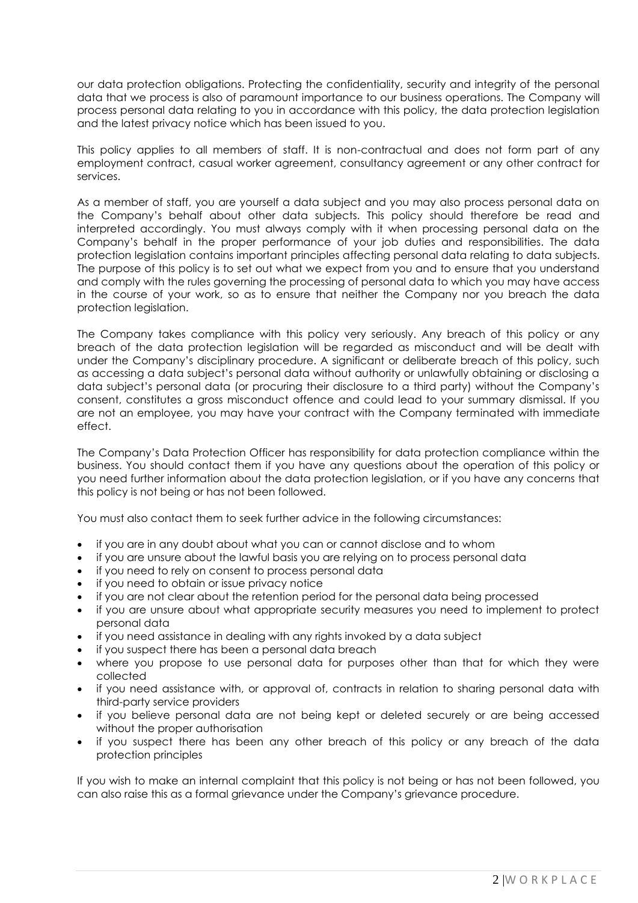our data protection obligations. Protecting the confidentiality, security and integrity of the personal data that we process is also of paramount importance to our business operations. The Company will process personal data relating to you in accordance with this policy, the data protection legislation and the latest privacy notice which has been issued to you.

This policy applies to all members of staff. It is non-contractual and does not form part of any employment contract, casual worker agreement, consultancy agreement or any other contract for services.

As a member of staff, you are yourself a data subject and you may also process personal data on the Company's behalf about other data subjects. This policy should therefore be read and interpreted accordingly. You must always comply with it when processing personal data on the Company's behalf in the proper performance of your job duties and responsibilities. The data protection legislation contains important principles affecting personal data relating to data subjects. The purpose of this policy is to set out what we expect from you and to ensure that you understand and comply with the rules governing the processing of personal data to which you may have access in the course of your work, so as to ensure that neither the Company nor you breach the data protection legislation.

The Company takes compliance with this policy very seriously. Any breach of this policy or any breach of the data protection legislation will be regarded as misconduct and will be dealt with under the Company's disciplinary procedure. A significant or deliberate breach of this policy, such as accessing a data subject's personal data without authority or unlawfully obtaining or disclosing a data subject's personal data (or procuring their disclosure to a third party) without the Company's consent, constitutes a gross misconduct offence and could lead to your summary dismissal. If you are not an employee, you may have your contract with the Company terminated with immediate effect.

The Company's Data Protection Officer has responsibility for data protection compliance within the business. You should contact them if you have any questions about the operation of this policy or you need further information about the data protection legislation, or if you have any concerns that this policy is not being or has not been followed.

You must also contact them to seek further advice in the following circumstances:

- if you are in any doubt about what you can or cannot disclose and to whom
- if you are unsure about the lawful basis you are relying on to process personal data
- if you need to rely on consent to process personal data
- if you need to obtain or issue privacy notice
- if you are not clear about the retention period for the personal data being processed
- if you are unsure about what appropriate security measures you need to implement to protect personal data
- if you need assistance in dealing with any rights invoked by a data subject
- if you suspect there has been a personal data breach
- where you propose to use personal data for purposes other than that for which they were collected
- if you need assistance with, or approval of, contracts in relation to sharing personal data with third-party service providers
- if you believe personal data are not being kept or deleted securely or are being accessed without the proper authorisation
- if you suspect there has been any other breach of this policy or any breach of the data protection principles

If you wish to make an internal complaint that this policy is not being or has not been followed, you can also raise this as a formal grievance under the Company's grievance procedure.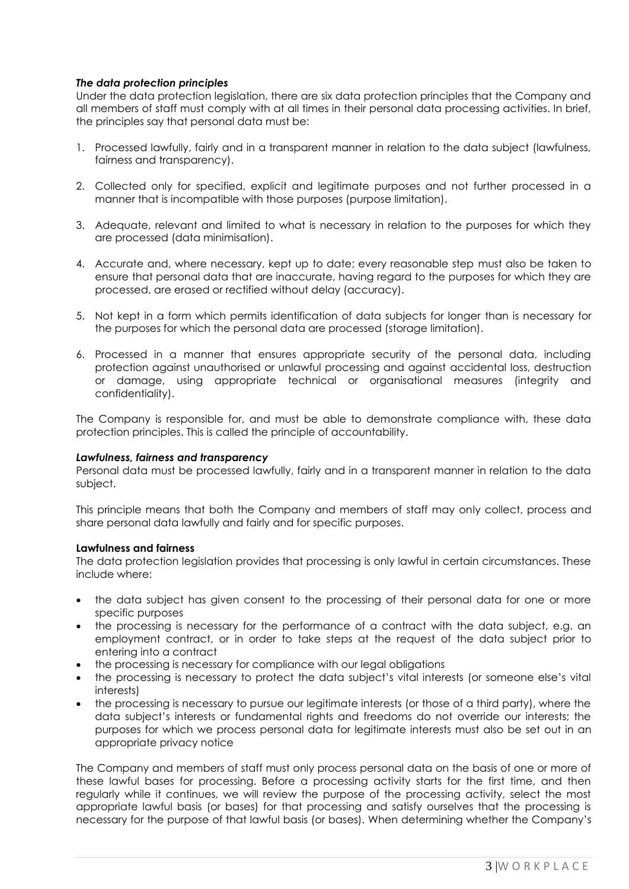***The data protection principles***

Under the data protection legislation, there are six data protection principles that the Company and all members of staff must comply with at all times in their personal data processing activities. In brief, the principles say that personal data must be:

1. Processed lawfully, fairly and in a transparent manner in relation to the data subject (lawfulness, fairness and transparency).

2. Collected only for specified, explicit and legitimate purposes and not further processed in a manner that is incompatible with those purposes (purpose limitation).

3. Adequate, relevant and limited to what is necessary in relation to the purposes for which they are processed (data minimisation).

4. Accurate and, where necessary, kept up to date; every reasonable step must also be taken to ensure that personal data that are inaccurate, having regard to the purposes for which they are processed, are erased or rectified without delay (accuracy).

5. Not kept in a form which permits identification of data subjects for longer than is necessary for the purposes for which the personal data are processed (storage limitation).

6. Processed in a manner that ensures appropriate security of the personal data, including protection against unauthorised or unlawful processing and against accidental loss, destruction or damage, using appropriate technical or organisational measures (integrity and confidentiality).

The Company is responsible for, and must be able to demonstrate compliance with, these data protection principles. This is called the principle of accountability.

***Lawfulness, fairness and transparency***

Personal data must be processed lawfully, fairly and in a transparent manner in relation to the data subject.

This principle means that both the Company and members of staff may only collect, process and share personal data lawfully and fairly and for specific purposes.

**Lawfulness and fairness**

The data protection legislation provides that processing is only lawful in certain circumstances. These include where:

- the data subject has given consent to the processing of their personal data for one or more specific purposes
- the processing is necessary for the performance of a contract with the data subject, e.g. an employment contract, or in order to take steps at the request of the data subject prior to entering into a contract
- the processing is necessary for compliance with our legal obligations
- the processing is necessary to protect the data subject's vital interests (or someone else's vital interests)
- the processing is necessary to pursue our legitimate interests (or those of a third party), where the data subject's interests or fundamental rights and freedoms do not override our interests; the purposes for which we process personal data for legitimate interests must also be set out in an appropriate privacy notice

The Company and members of staff must only process personal data on the basis of one or more of these lawful bases for processing. Before a processing activity starts for the first time, and then regularly while it continues, we will review the purpose of the processing activity, select the most appropriate lawful basis (or bases) for that processing and satisfy ourselves that the processing is necessary for the purpose of that lawful basis (or bases). When determining whether the Company's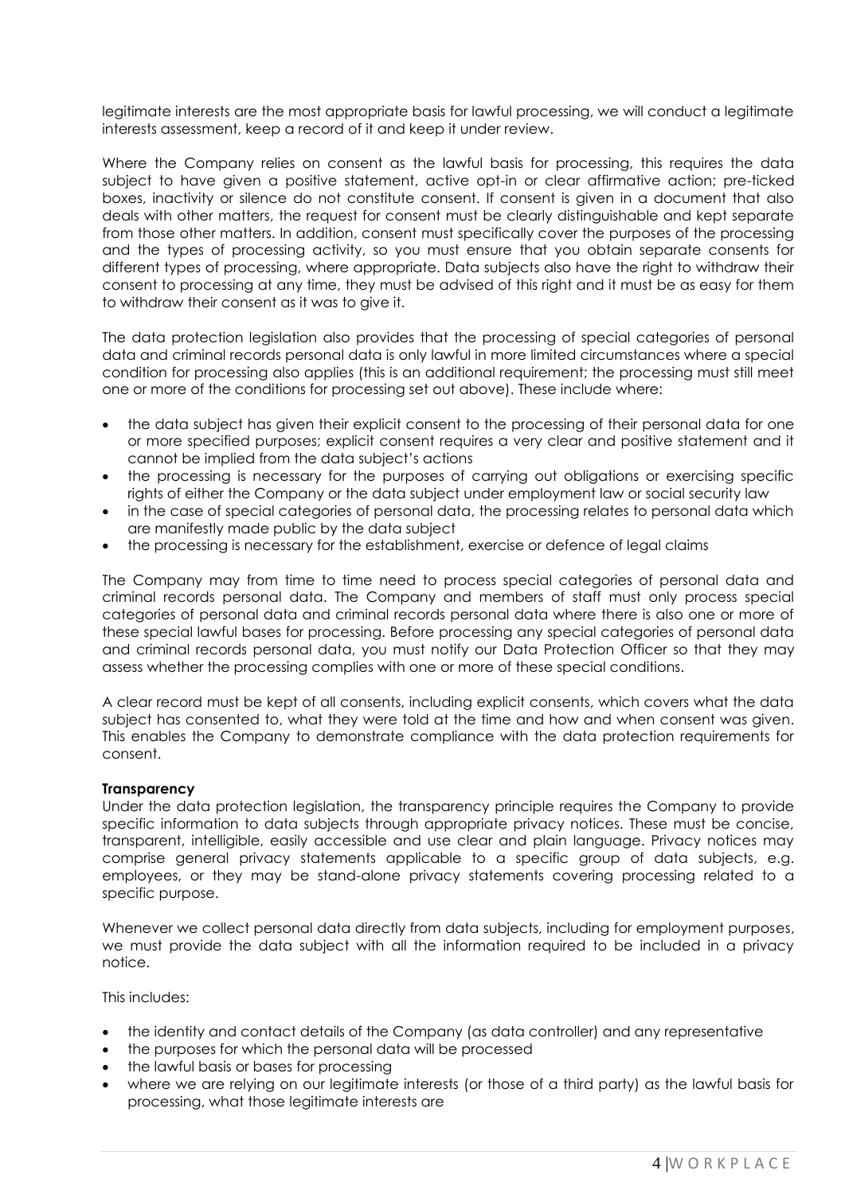legitimate interests are the most appropriate basis for lawful processing, we will conduct a legitimate interests assessment, keep a record of it and keep it under review.

Where the Company relies on consent as the lawful basis for processing, this requires the data subject to have given a positive statement, active opt-in or clear affirmative action; pre-ticked boxes, inactivity or silence do not constitute consent. If consent is given in a document that also deals with other matters, the request for consent must be clearly distinguishable and kept separate from those other matters. In addition, consent must specifically cover the purposes of the processing and the types of processing activity, so you must ensure that you obtain separate consents for different types of processing, where appropriate. Data subjects also have the right to withdraw their consent to processing at any time, they must be advised of this right and it must be as easy for them to withdraw their consent as it was to give it.

The data protection legislation also provides that the processing of special categories of personal data and criminal records personal data is only lawful in more limited circumstances where a special condition for processing also applies (this is an additional requirement; the processing must still meet one or more of the conditions for processing set out above). These include where:

- the data subject has given their explicit consent to the processing of their personal data for one or more specified purposes; explicit consent requires a very clear and positive statement and it cannot be implied from the data subject's actions
- the processing is necessary for the purposes of carrying out obligations or exercising specific rights of either the Company or the data subject under employment law or social security law
- in the case of special categories of personal data, the processing relates to personal data which are manifestly made public by the data subject
- the processing is necessary for the establishment, exercise or defence of legal claims

The Company may from time to time need to process special categories of personal data and criminal records personal data. The Company and members of staff must only process special categories of personal data and criminal records personal data where there is also one or more of these special lawful bases for processing. Before processing any special categories of personal data and criminal records personal data, you must notify our Data Protection Officer so that they may assess whether the processing complies with one or more of these special conditions.

A clear record must be kept of all consents, including explicit consents, which covers what the data subject has consented to, what they were told at the time and how and when consent was given. This enables the Company to demonstrate compliance with the data protection requirements for consent.

**Transparency**

Under the data protection legislation, the transparency principle requires the Company to provide specific information to data subjects through appropriate privacy notices. These must be concise, transparent, intelligible, easily accessible and use clear and plain language. Privacy notices may comprise general privacy statements applicable to a specific group of data subjects, e.g. employees, or they may be stand-alone privacy statements covering processing related to a specific purpose.

Whenever we collect personal data directly from data subjects, including for employment purposes, we must provide the data subject with all the information required to be included in a privacy notice.

This includes:

- the identity and contact details of the Company (as data controller) and any representative
- the purposes for which the personal data will be processed
- the lawful basis or bases for processing
- where we are relying on our legitimate interests (or those of a third party) as the lawful basis for processing, what those legitimate interests are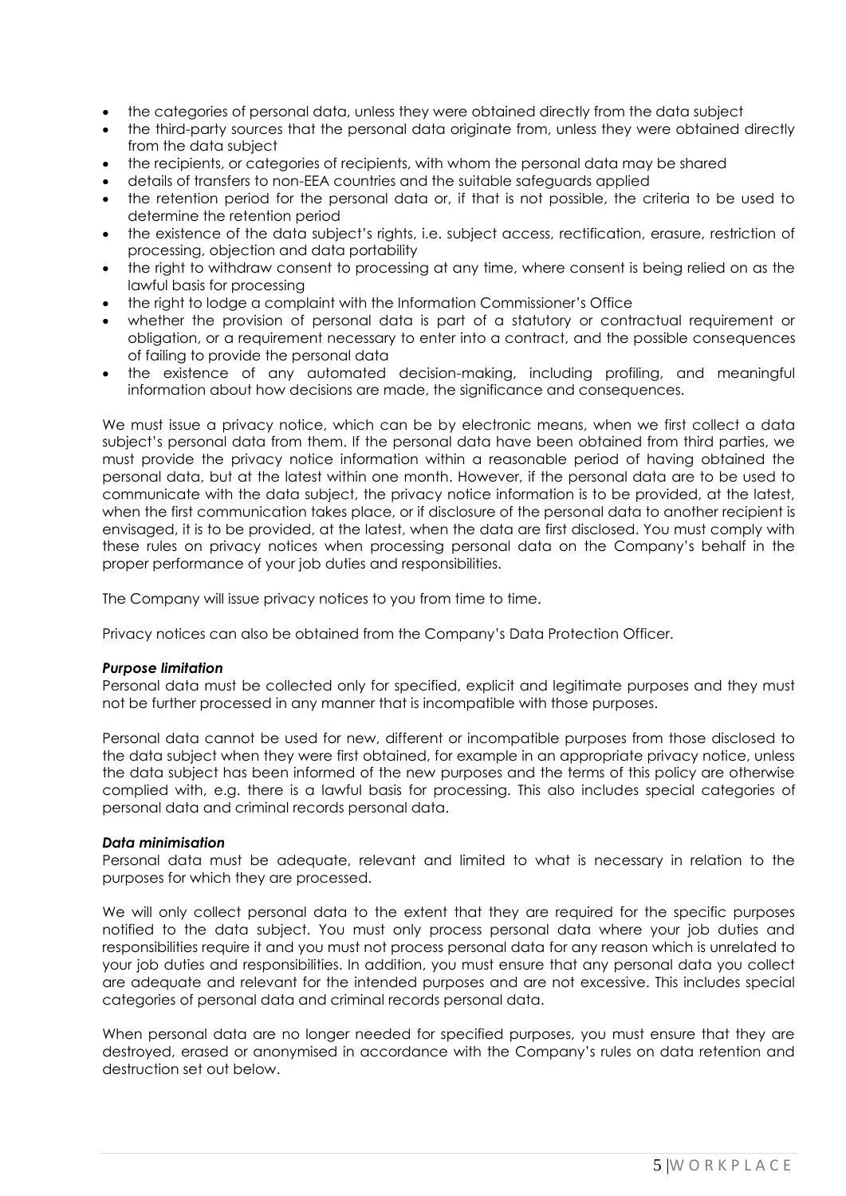- the categories of personal data, unless they were obtained directly from the data subject
- the third-party sources that the personal data originate from, unless they were obtained directly from the data subject
- the recipients, or categories of recipients, with whom the personal data may be shared
- details of transfers to non-EEA countries and the suitable safeguards applied
- the retention period for the personal data or, if that is not possible, the criteria to be used to determine the retention period
- the existence of the data subject's rights, i.e. subject access, rectification, erasure, restriction of processing, objection and data portability
- the right to withdraw consent to processing at any time, where consent is being relied on as the lawful basis for processing
- the right to lodge a complaint with the Information Commissioner's Office
- whether the provision of personal data is part of a statutory or contractual requirement or obligation, or a requirement necessary to enter into a contract, and the possible consequences of failing to provide the personal data
- the existence of any automated decision-making, including profiling, and meaningful information about how decisions are made, the significance and consequences.

We must issue a privacy notice, which can be by electronic means, when we first collect a data subject's personal data from them. If the personal data have been obtained from third parties, we must provide the privacy notice information within a reasonable period of having obtained the personal data, but at the latest within one month. However, if the personal data are to be used to communicate with the data subject, the privacy notice information is to be provided, at the latest, when the first communication takes place, or if disclosure of the personal data to another recipient is envisaged, it is to be provided, at the latest, when the data are first disclosed. You must comply with these rules on privacy notices when processing personal data on the Company's behalf in the proper performance of your job duties and responsibilities.

The Company will issue privacy notices to you from time to time.

Privacy notices can also be obtained from the Company's Data Protection Officer.

***Purpose limitation***

Personal data must be collected only for specified, explicit and legitimate purposes and they must not be further processed in any manner that is incompatible with those purposes.

Personal data cannot be used for new, different or incompatible purposes from those disclosed to the data subject when they were first obtained, for example in an appropriate privacy notice, unless the data subject has been informed of the new purposes and the terms of this policy are otherwise complied with, e.g. there is a lawful basis for processing. This also includes special categories of personal data and criminal records personal data.

***Data minimisation***

Personal data must be adequate, relevant and limited to what is necessary in relation to the purposes for which they are processed.

We will only collect personal data to the extent that they are required for the specific purposes notified to the data subject. You must only process personal data where your job duties and responsibilities require it and you must not process personal data for any reason which is unrelated to your job duties and responsibilities. In addition, you must ensure that any personal data you collect are adequate and relevant for the intended purposes and are not excessive. This includes special categories of personal data and criminal records personal data.

When personal data are no longer needed for specified purposes, you must ensure that they are destroyed, erased or anonymised in accordance with the Company's rules on data retention and destruction set out below.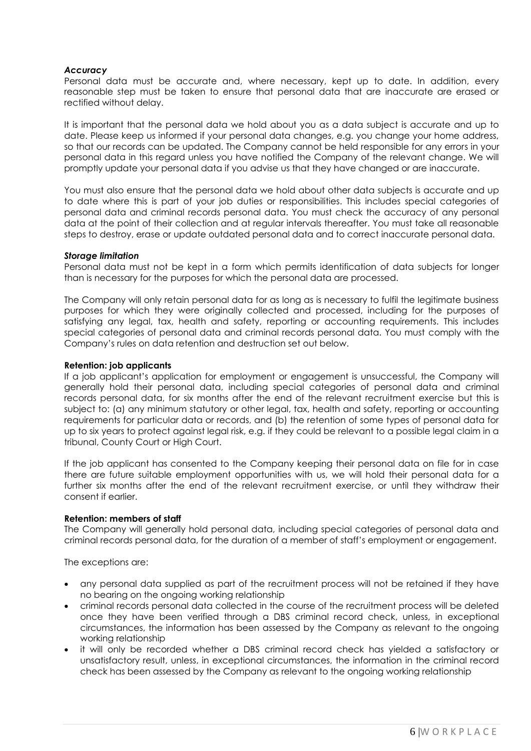***Accuracy***

Personal data must be accurate and, where necessary, kept up to date. In addition, every reasonable step must be taken to ensure that personal data that are inaccurate are erased or rectified without delay.

It is important that the personal data we hold about you as a data subject is accurate and up to date. Please keep us informed if your personal data changes, e.g. you change your home address, so that our records can be updated. The Company cannot be held responsible for any errors in your personal data in this regard unless you have notified the Company of the relevant change. We will promptly update your personal data if you advise us that they have changed or are inaccurate.

You must also ensure that the personal data we hold about other data subjects is accurate and up to date where this is part of your job duties or responsibilities. This includes special categories of personal data and criminal records personal data. You must check the accuracy of any personal data at the point of their collection and at regular intervals thereafter. You must take all reasonable steps to destroy, erase or update outdated personal data and to correct inaccurate personal data.

***Storage limitation***

Personal data must not be kept in a form which permits identification of data subjects for longer than is necessary for the purposes for which the personal data are processed.

The Company will only retain personal data for as long as is necessary to fulfil the legitimate business purposes for which they were originally collected and processed, including for the purposes of satisfying any legal, tax, health and safety, reporting or accounting requirements. This includes special categories of personal data and criminal records personal data. You must comply with the Company's rules on data retention and destruction set out below.

**Retention: job applicants**

If a job applicant's application for employment or engagement is unsuccessful, the Company will generally hold their personal data, including special categories of personal data and criminal records personal data, for six months after the end of the relevant recruitment exercise but this is subject to: (a) any minimum statutory or other legal, tax, health and safety, reporting or accounting requirements for particular data or records, and (b) the retention of some types of personal data for up to six years to protect against legal risk, e.g. if they could be relevant to a possible legal claim in a tribunal, County Court or High Court.

If the job applicant has consented to the Company keeping their personal data on file for in case there are future suitable employment opportunities with us, we will hold their personal data for a further six months after the end of the relevant recruitment exercise, or until they withdraw their consent if earlier.

**Retention: members of staff**

The Company will generally hold personal data, including special categories of personal data and criminal records personal data, for the duration of a member of staff's employment or engagement.

The exceptions are:

- any personal data supplied as part of the recruitment process will not be retained if they have no bearing on the ongoing working relationship
- criminal records personal data collected in the course of the recruitment process will be deleted once they have been verified through a DBS criminal record check, unless, in exceptional circumstances, the information has been assessed by the Company as relevant to the ongoing working relationship
- it will only be recorded whether a DBS criminal record check has yielded a satisfactory or unsatisfactory result, unless, in exceptional circumstances, the information in the criminal record check has been assessed by the Company as relevant to the ongoing working relationship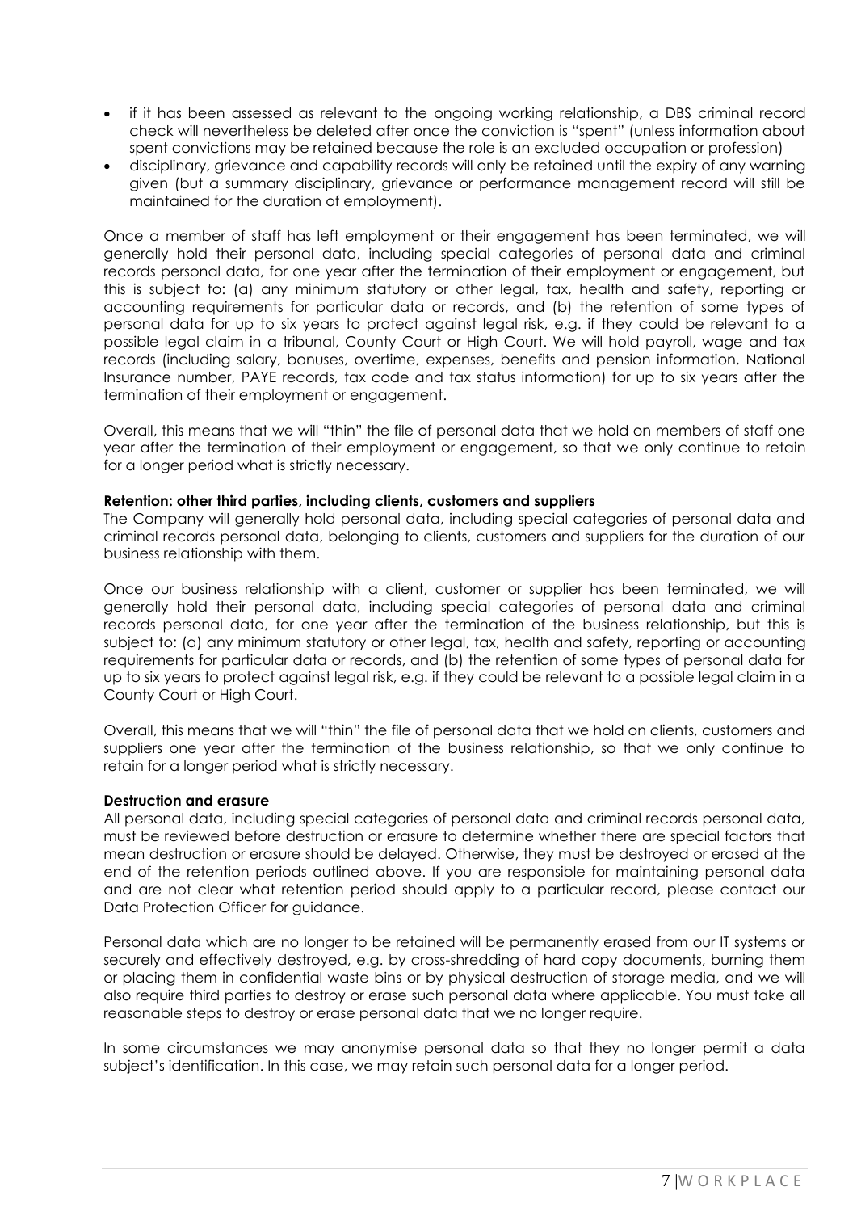- if it has been assessed as relevant to the ongoing working relationship, a DBS criminal record check will nevertheless be deleted after once the conviction is "spent" (unless information about spent convictions may be retained because the role is an excluded occupation or profession)
- disciplinary, grievance and capability records will only be retained until the expiry of any warning given (but a summary disciplinary, grievance or performance management record will still be maintained for the duration of employment).

Once a member of staff has left employment or their engagement has been terminated, we will generally hold their personal data, including special categories of personal data and criminal records personal data, for one year after the termination of their employment or engagement, but this is subject to: (a) any minimum statutory or other legal, tax, health and safety, reporting or accounting requirements for particular data or records, and (b) the retention of some types of personal data for up to six years to protect against legal risk, e.g. if they could be relevant to a possible legal claim in a tribunal, County Court or High Court. We will hold payroll, wage and tax records (including salary, bonuses, overtime, expenses, benefits and pension information, National Insurance number, PAYE records, tax code and tax status information) for up to six years after the termination of their employment or engagement.

Overall, this means that we will "thin" the file of personal data that we hold on members of staff one year after the termination of their employment or engagement, so that we only continue to retain for a longer period what is strictly necessary.

**Retention: other third parties, including clients, customers and suppliers**

The Company will generally hold personal data, including special categories of personal data and criminal records personal data, belonging to clients, customers and suppliers for the duration of our business relationship with them.

Once our business relationship with a client, customer or supplier has been terminated, we will generally hold their personal data, including special categories of personal data and criminal records personal data, for one year after the termination of the business relationship, but this is subject to: (a) any minimum statutory or other legal, tax, health and safety, reporting or accounting requirements for particular data or records, and (b) the retention of some types of personal data for up to six years to protect against legal risk, e.g. if they could be relevant to a possible legal claim in a County Court or High Court.

Overall, this means that we will "thin" the file of personal data that we hold on clients, customers and suppliers one year after the termination of the business relationship, so that we only continue to retain for a longer period what is strictly necessary.

**Destruction and erasure**

All personal data, including special categories of personal data and criminal records personal data, must be reviewed before destruction or erasure to determine whether there are special factors that mean destruction or erasure should be delayed. Otherwise, they must be destroyed or erased at the end of the retention periods outlined above. If you are responsible for maintaining personal data and are not clear what retention period should apply to a particular record, please contact our Data Protection Officer for guidance.

Personal data which are no longer to be retained will be permanently erased from our IT systems or securely and effectively destroyed, e.g. by cross-shredding of hard copy documents, burning them or placing them in confidential waste bins or by physical destruction of storage media, and we will also require third parties to destroy or erase such personal data where applicable. You must take all reasonable steps to destroy or erase personal data that we no longer require.

In some circumstances we may anonymise personal data so that they no longer permit a data subject's identification. In this case, we may retain such personal data for a longer period.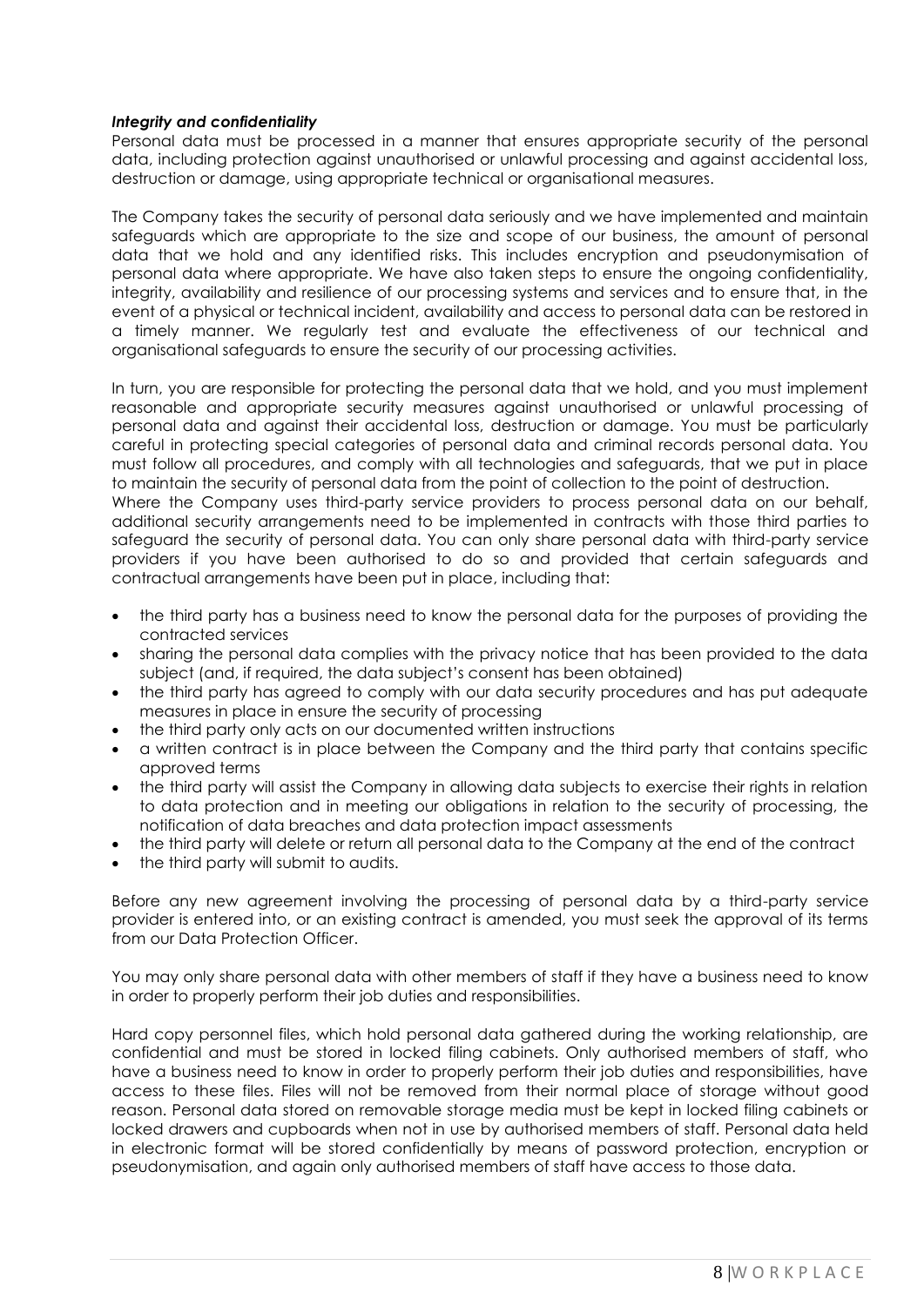***Integrity and confidentiality***

Personal data must be processed in a manner that ensures appropriate security of the personal data, including protection against unauthorised or unlawful processing and against accidental loss, destruction or damage, using appropriate technical or organisational measures.

The Company takes the security of personal data seriously and we have implemented and maintain safeguards which are appropriate to the size and scope of our business, the amount of personal data that we hold and any identified risks. This includes encryption and pseudonymisation of personal data where appropriate. We have also taken steps to ensure the ongoing confidentiality, integrity, availability and resilience of our processing systems and services and to ensure that, in the event of a physical or technical incident, availability and access to personal data can be restored in a timely manner. We regularly test and evaluate the effectiveness of our technical and organisational safeguards to ensure the security of our processing activities.

In turn, you are responsible for protecting the personal data that we hold, and you must implement reasonable and appropriate security measures against unauthorised or unlawful processing of personal data and against their accidental loss, destruction or damage. You must be particularly careful in protecting special categories of personal data and criminal records personal data. You must follow all procedures, and comply with all technologies and safeguards, that we put in place to maintain the security of personal data from the point of collection to the point of destruction.

Where the Company uses third-party service providers to process personal data on our behalf, additional security arrangements need to be implemented in contracts with those third parties to safeguard the security of personal data. You can only share personal data with third-party service providers if you have been authorised to do so and provided that certain safeguards and contractual arrangements have been put in place, including that:

- the third party has a business need to know the personal data for the purposes of providing the contracted services
- sharing the personal data complies with the privacy notice that has been provided to the data subject (and, if required, the data subject's consent has been obtained)
- the third party has agreed to comply with our data security procedures and has put adequate measures in place in ensure the security of processing
- the third party only acts on our documented written instructions
- a written contract is in place between the Company and the third party that contains specific approved terms
- the third party will assist the Company in allowing data subjects to exercise their rights in relation to data protection and in meeting our obligations in relation to the security of processing, the notification of data breaches and data protection impact assessments
- the third party will delete or return all personal data to the Company at the end of the contract
- the third party will submit to audits.

Before any new agreement involving the processing of personal data by a third-party service provider is entered into, or an existing contract is amended, you must seek the approval of its terms from our Data Protection Officer.

You may only share personal data with other members of staff if they have a business need to know in order to properly perform their job duties and responsibilities.

Hard copy personnel files, which hold personal data gathered during the working relationship, are confidential and must be stored in locked filing cabinets. Only authorised members of staff, who have a business need to know in order to properly perform their job duties and responsibilities, have access to these files. Files will not be removed from their normal place of storage without good reason. Personal data stored on removable storage media must be kept in locked filing cabinets or locked drawers and cupboards when not in use by authorised members of staff. Personal data held in electronic format will be stored confidentially by means of password protection, encryption or pseudonymisation, and again only authorised members of staff have access to those data.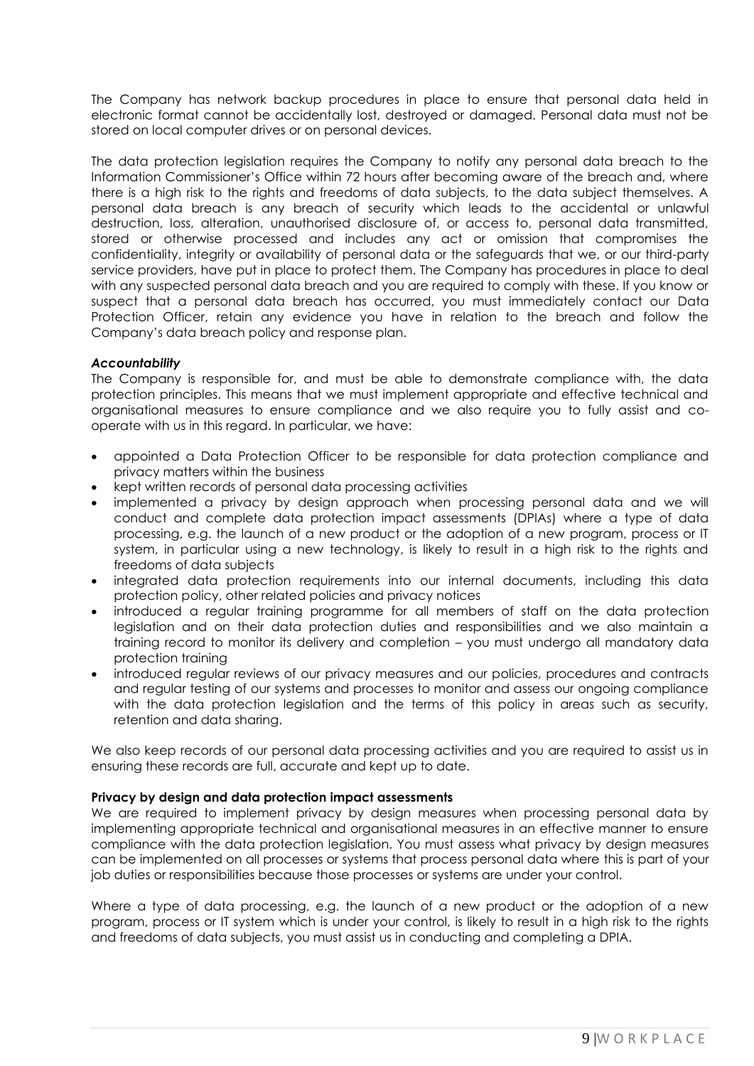The Company has network backup procedures in place to ensure that personal data held in electronic format cannot be accidentally lost, destroyed or damaged. Personal data must not be stored on local computer drives or on personal devices.

The data protection legislation requires the Company to notify any personal data breach to the Information Commissioner's Office within 72 hours after becoming aware of the breach and, where there is a high risk to the rights and freedoms of data subjects, to the data subject themselves. A personal data breach is any breach of security which leads to the accidental or unlawful destruction, loss, alteration, unauthorised disclosure of, or access to, personal data transmitted, stored or otherwise processed and includes any act or omission that compromises the confidentiality, integrity or availability of personal data or the safeguards that we, or our third-party service providers, have put in place to protect them. The Company has procedures in place to deal with any suspected personal data breach and you are required to comply with these. If you know or suspect that a personal data breach has occurred, you must immediately contact our Data Protection Officer, retain any evidence you have in relation to the breach and follow the Company's data breach policy and response plan.

***Accountability***

The Company is responsible for, and must be able to demonstrate compliance with, the data protection principles. This means that we must implement appropriate and effective technical and organisational measures to ensure compliance and we also require you to fully assist and co-operate with us in this regard. In particular, we have:

- appointed a Data Protection Officer to be responsible for data protection compliance and privacy matters within the business
- kept written records of personal data processing activities
- implemented a privacy by design approach when processing personal data and we will conduct and complete data protection impact assessments (DPIAs) where a type of data processing, e.g. the launch of a new product or the adoption of a new program, process or IT system, in particular using a new technology, is likely to result in a high risk to the rights and freedoms of data subjects
- integrated data protection requirements into our internal documents, including this data protection policy, other related policies and privacy notices
- introduced a regular training programme for all members of staff on the data protection legislation and on their data protection duties and responsibilities and we also maintain a training record to monitor its delivery and completion – you must undergo all mandatory data protection training
- introduced regular reviews of our privacy measures and our policies, procedures and contracts and regular testing of our systems and processes to monitor and assess our ongoing compliance with the data protection legislation and the terms of this policy in areas such as security, retention and data sharing.

We also keep records of our personal data processing activities and you are required to assist us in ensuring these records are full, accurate and kept up to date.

**Privacy by design and data protection impact assessments**

We are required to implement privacy by design measures when processing personal data by implementing appropriate technical and organisational measures in an effective manner to ensure compliance with the data protection legislation. You must assess what privacy by design measures can be implemented on all processes or systems that process personal data where this is part of your job duties or responsibilities because those processes or systems are under your control.

Where a type of data processing, e.g. the launch of a new product or the adoption of a new program, process or IT system which is under your control, is likely to result in a high risk to the rights and freedoms of data subjects, you must assist us in conducting and completing a DPIA.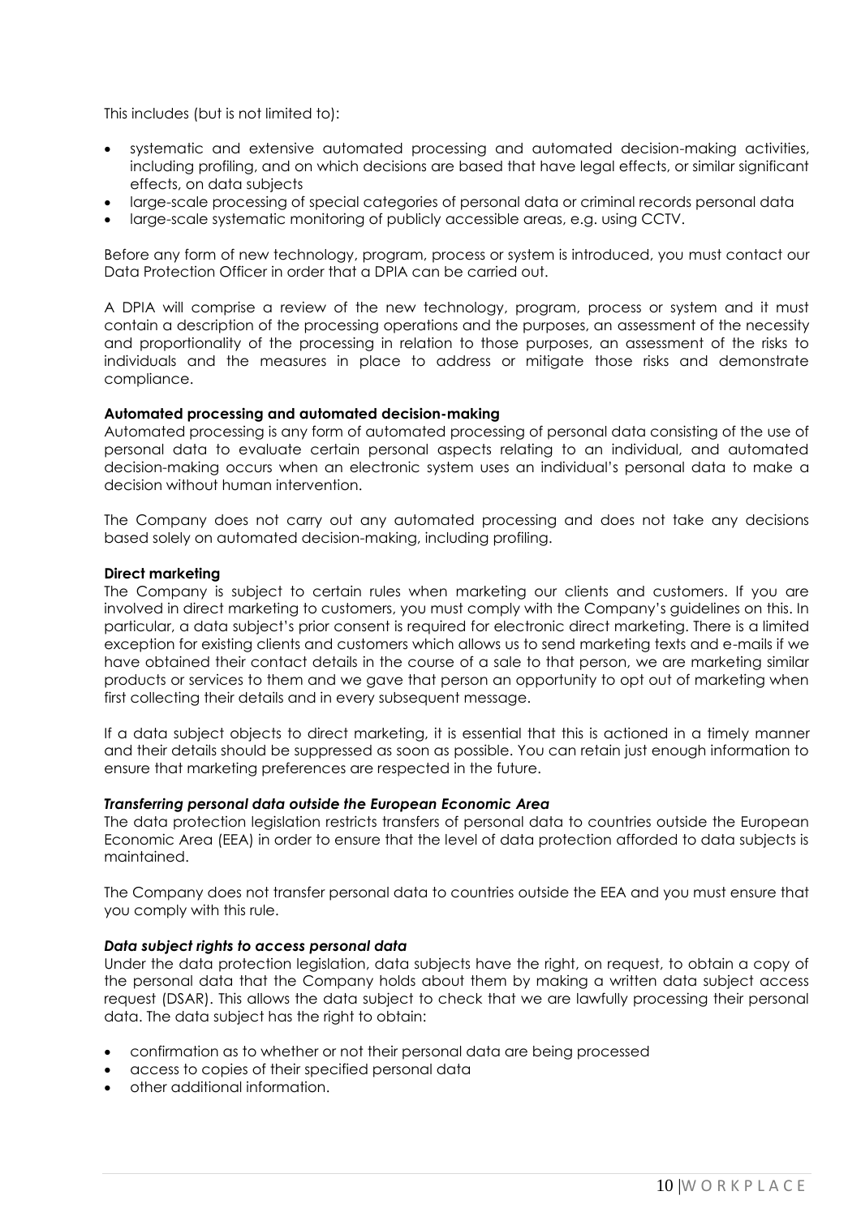This includes (but is not limited to):

- systematic and extensive automated processing and automated decision-making activities, including profiling, and on which decisions are based that have legal effects, or similar significant effects, on data subjects
- large-scale processing of special categories of personal data or criminal records personal data
- large-scale systematic monitoring of publicly accessible areas, e.g. using CCTV.

Before any form of new technology, program, process or system is introduced, you must contact our Data Protection Officer in order that a DPIA can be carried out.

A DPIA will comprise a review of the new technology, program, process or system and it must contain a description of the processing operations and the purposes, an assessment of the necessity and proportionality of the processing in relation to those purposes, an assessment of the risks to individuals and the measures in place to address or mitigate those risks and demonstrate compliance.

**Automated processing and automated decision-making**

Automated processing is any form of automated processing of personal data consisting of the use of personal data to evaluate certain personal aspects relating to an individual, and automated decision-making occurs when an electronic system uses an individual's personal data to make a decision without human intervention.

The Company does not carry out any automated processing and does not take any decisions based solely on automated decision-making, including profiling.

**Direct marketing**

The Company is subject to certain rules when marketing our clients and customers. If you are involved in direct marketing to customers, you must comply with the Company's guidelines on this. In particular, a data subject's prior consent is required for electronic direct marketing. There is a limited exception for existing clients and customers which allows us to send marketing texts and e-mails if we have obtained their contact details in the course of a sale to that person, we are marketing similar products or services to them and we gave that person an opportunity to opt out of marketing when first collecting their details and in every subsequent message.

If a data subject objects to direct marketing, it is essential that this is actioned in a timely manner and their details should be suppressed as soon as possible. You can retain just enough information to ensure that marketing preferences are respected in the future.

***Transferring personal data outside the European Economic Area***

The data protection legislation restricts transfers of personal data to countries outside the European Economic Area (EEA) in order to ensure that the level of data protection afforded to data subjects is maintained.

The Company does not transfer personal data to countries outside the EEA and you must ensure that you comply with this rule.

***Data subject rights to access personal data***

Under the data protection legislation, data subjects have the right, on request, to obtain a copy of the personal data that the Company holds about them by making a written data subject access request (DSAR). This allows the data subject to check that we are lawfully processing their personal data. The data subject has the right to obtain:

- confirmation as to whether or not their personal data are being processed
- access to copies of their specified personal data
- other additional information.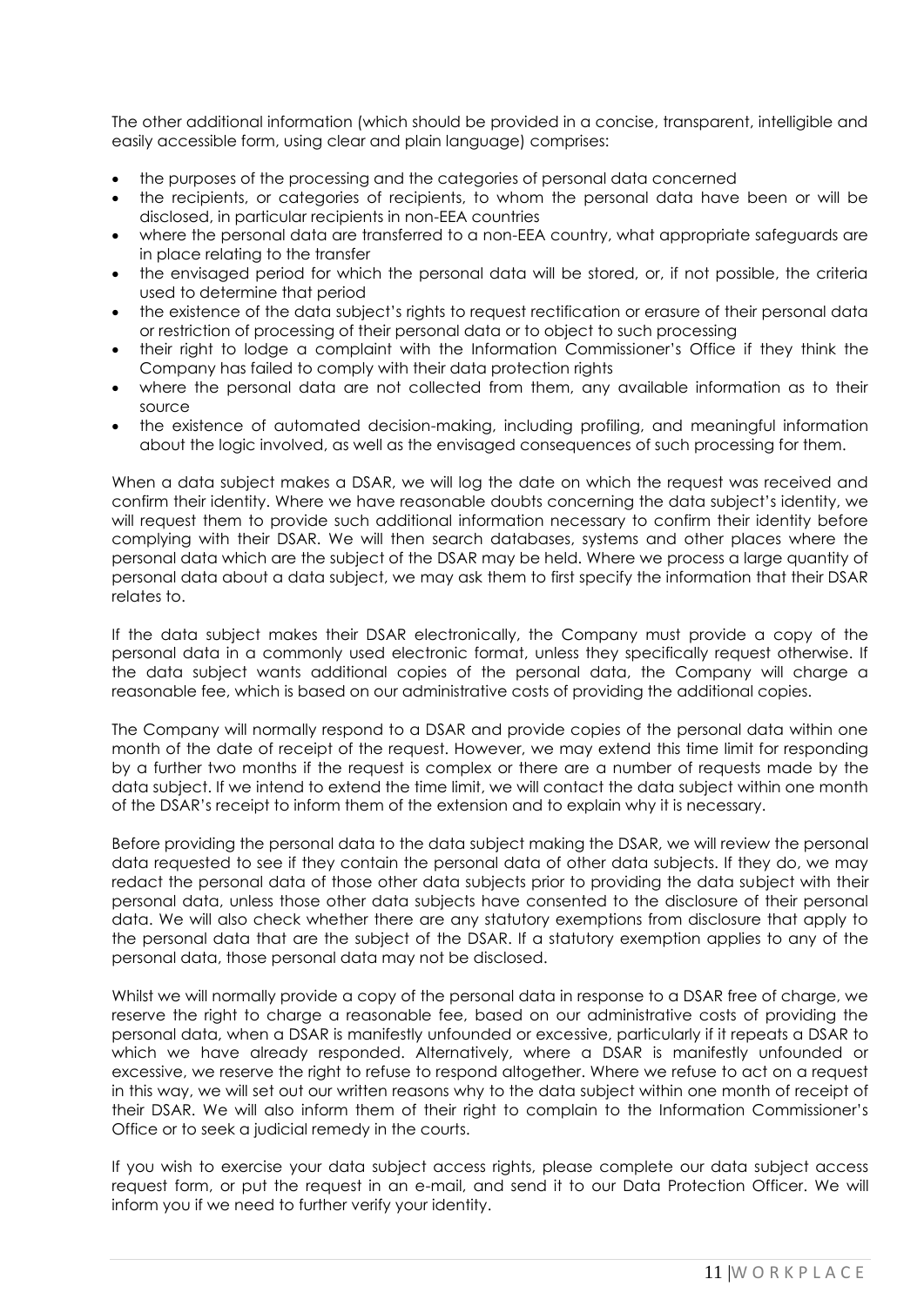The other additional information (which should be provided in a concise, transparent, intelligible and easily accessible form, using clear and plain language) comprises:

- the purposes of the processing and the categories of personal data concerned
- the recipients, or categories of recipients, to whom the personal data have been or will be disclosed, in particular recipients in non-EEA countries
- where the personal data are transferred to a non-EEA country, what appropriate safeguards are in place relating to the transfer
- the envisaged period for which the personal data will be stored, or, if not possible, the criteria used to determine that period
- the existence of the data subject's rights to request rectification or erasure of their personal data or restriction of processing of their personal data or to object to such processing
- their right to lodge a complaint with the Information Commissioner's Office if they think the Company has failed to comply with their data protection rights
- where the personal data are not collected from them, any available information as to their source
- the existence of automated decision-making, including profiling, and meaningful information about the logic involved, as well as the envisaged consequences of such processing for them.

When a data subject makes a DSAR, we will log the date on which the request was received and confirm their identity. Where we have reasonable doubts concerning the data subject's identity, we will request them to provide such additional information necessary to confirm their identity before complying with their DSAR. We will then search databases, systems and other places where the personal data which are the subject of the DSAR may be held. Where we process a large quantity of personal data about a data subject, we may ask them to first specify the information that their DSAR relates to.

If the data subject makes their DSAR electronically, the Company must provide a copy of the personal data in a commonly used electronic format, unless they specifically request otherwise. If the data subject wants additional copies of the personal data, the Company will charge a reasonable fee, which is based on our administrative costs of providing the additional copies.

The Company will normally respond to a DSAR and provide copies of the personal data within one month of the date of receipt of the request. However, we may extend this time limit for responding by a further two months if the request is complex or there are a number of requests made by the data subject. If we intend to extend the time limit, we will contact the data subject within one month of the DSAR's receipt to inform them of the extension and to explain why it is necessary.

Before providing the personal data to the data subject making the DSAR, we will review the personal data requested to see if they contain the personal data of other data subjects. If they do, we may redact the personal data of those other data subjects prior to providing the data subject with their personal data, unless those other data subjects have consented to the disclosure of their personal data. We will also check whether there are any statutory exemptions from disclosure that apply to the personal data that are the subject of the DSAR. If a statutory exemption applies to any of the personal data, those personal data may not be disclosed.

Whilst we will normally provide a copy of the personal data in response to a DSAR free of charge, we reserve the right to charge a reasonable fee, based on our administrative costs of providing the personal data, when a DSAR is manifestly unfounded or excessive, particularly if it repeats a DSAR to which we have already responded. Alternatively, where a DSAR is manifestly unfounded or excessive, we reserve the right to refuse to respond altogether. Where we refuse to act on a request in this way, we will set out our written reasons why to the data subject within one month of receipt of their DSAR. We will also inform them of their right to complain to the Information Commissioner's Office or to seek a judicial remedy in the courts.

If you wish to exercise your data subject access rights, please complete our data subject access request form, or put the request in an e-mail, and send it to our Data Protection Officer. We will inform you if we need to further verify your identity.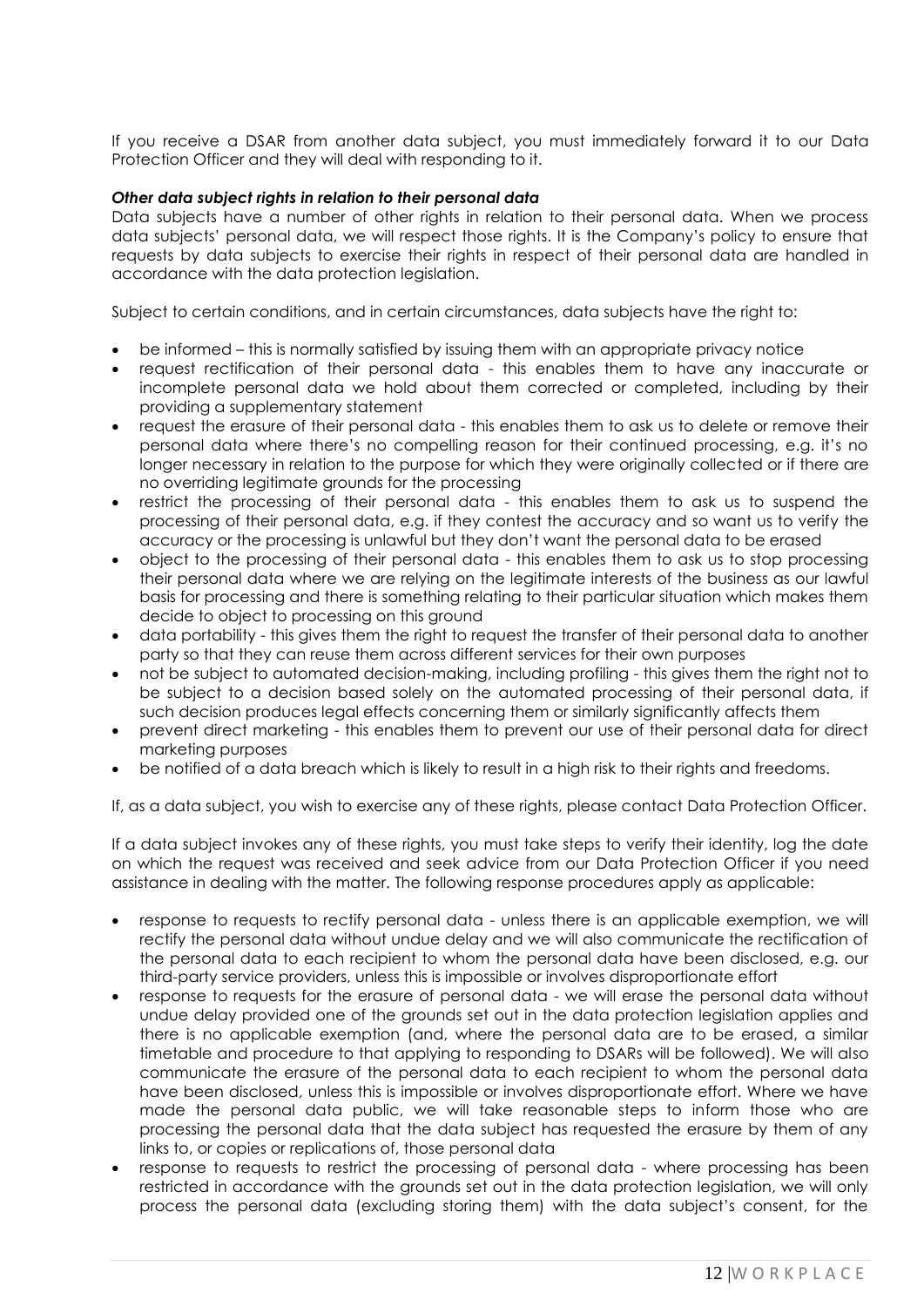If you receive a DSAR from another data subject, you must immediately forward it to our Data Protection Officer and they will deal with responding to it.

***Other data subject rights in relation to their personal data***

Data subjects have a number of other rights in relation to their personal data. When we process data subjects' personal data, we will respect those rights. It is the Company's policy to ensure that requests by data subjects to exercise their rights in respect of their personal data are handled in accordance with the data protection legislation.

Subject to certain conditions, and in certain circumstances, data subjects have the right to:

- be informed – this is normally satisfied by issuing them with an appropriate privacy notice
- request rectification of their personal data - this enables them to have any inaccurate or incomplete personal data we hold about them corrected or completed, including by their providing a supplementary statement
- request the erasure of their personal data - this enables them to ask us to delete or remove their personal data where there's no compelling reason for their continued processing, e.g. it's no longer necessary in relation to the purpose for which they were originally collected or if there are no overriding legitimate grounds for the processing
- restrict the processing of their personal data - this enables them to ask us to suspend the processing of their personal data, e.g. if they contest the accuracy and so want us to verify the accuracy or the processing is unlawful but they don't want the personal data to be erased
- object to the processing of their personal data - this enables them to ask us to stop processing their personal data where we are relying on the legitimate interests of the business as our lawful basis for processing and there is something relating to their particular situation which makes them decide to object to processing on this ground
- data portability - this gives them the right to request the transfer of their personal data to another party so that they can reuse them across different services for their own purposes
- not be subject to automated decision-making, including profiling - this gives them the right not to be subject to a decision based solely on the automated processing of their personal data, if such decision produces legal effects concerning them or similarly significantly affects them
- prevent direct marketing - this enables them to prevent our use of their personal data for direct marketing purposes
- be notified of a data breach which is likely to result in a high risk to their rights and freedoms.

If, as a data subject, you wish to exercise any of these rights, please contact Data Protection Officer.

If a data subject invokes any of these rights, you must take steps to verify their identity, log the date on which the request was received and seek advice from our Data Protection Officer if you need assistance in dealing with the matter. The following response procedures apply as applicable:

- response to requests to rectify personal data - unless there is an applicable exemption, we will rectify the personal data without undue delay and we will also communicate the rectification of the personal data to each recipient to whom the personal data have been disclosed, e.g. our third-party service providers, unless this is impossible or involves disproportionate effort
- response to requests for the erasure of personal data - we will erase the personal data without undue delay provided one of the grounds set out in the data protection legislation applies and there is no applicable exemption (and, where the personal data are to be erased, a similar timetable and procedure to that applying to responding to DSARs will be followed). We will also communicate the erasure of the personal data to each recipient to whom the personal data have been disclosed, unless this is impossible or involves disproportionate effort. Where we have made the personal data public, we will take reasonable steps to inform those who are processing the personal data that the data subject has requested the erasure by them of any links to, or copies or replications of, those personal data
- response to requests to restrict the processing of personal data - where processing has been restricted in accordance with the grounds set out in the data protection legislation, we will only process the personal data (excluding storing them) with the data subject's consent, for the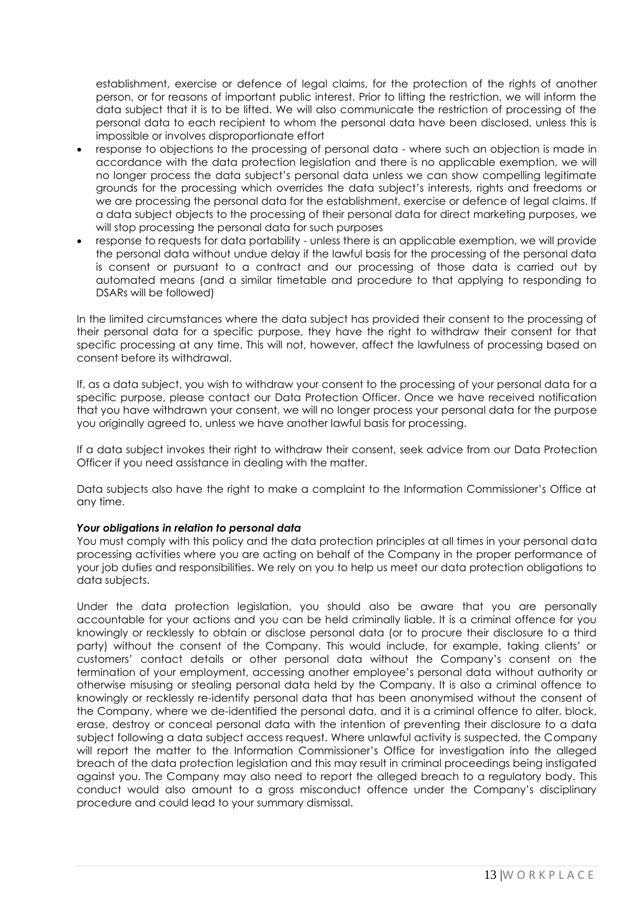establishment, exercise or defence of legal claims, for the protection of the rights of another person, or for reasons of important public interest. Prior to lifting the restriction, we will inform the data subject that it is to be lifted. We will also communicate the restriction of processing of the personal data to each recipient to whom the personal data have been disclosed, unless this is impossible or involves disproportionate effort

- response to objections to the processing of personal data - where such an objection is made in accordance with the data protection legislation and there is no applicable exemption, we will no longer process the data subject's personal data unless we can show compelling legitimate grounds for the processing which overrides the data subject's interests, rights and freedoms or we are processing the personal data for the establishment, exercise or defence of legal claims. If a data subject objects to the processing of their personal data for direct marketing purposes, we will stop processing the personal data for such purposes
- response to requests for data portability - unless there is an applicable exemption, we will provide the personal data without undue delay if the lawful basis for the processing of the personal data is consent or pursuant to a contract and our processing of those data is carried out by automated means (and a similar timetable and procedure to that applying to responding to DSARs will be followed)

In the limited circumstances where the data subject has provided their consent to the processing of their personal data for a specific purpose, they have the right to withdraw their consent for that specific processing at any time. This will not, however, affect the lawfulness of processing based on consent before its withdrawal.

If, as a data subject, you wish to withdraw your consent to the processing of your personal data for a specific purpose, please contact our Data Protection Officer. Once we have received notification that you have withdrawn your consent, we will no longer process your personal data for the purpose you originally agreed to, unless we have another lawful basis for processing.

If a data subject invokes their right to withdraw their consent, seek advice from our Data Protection Officer if you need assistance in dealing with the matter.

Data subjects also have the right to make a complaint to the Information Commissioner's Office at any time.

***Your obligations in relation to personal data***

You must comply with this policy and the data protection principles at all times in your personal data processing activities where you are acting on behalf of the Company in the proper performance of your job duties and responsibilities. We rely on you to help us meet our data protection obligations to data subjects.

Under the data protection legislation, you should also be aware that you are personally accountable for your actions and you can be held criminally liable. It is a criminal offence for you knowingly or recklessly to obtain or disclose personal data (or to procure their disclosure to a third party) without the consent of the Company. This would include, for example, taking clients' or customers' contact details or other personal data without the Company's consent on the termination of your employment, accessing another employee's personal data without authority or otherwise misusing or stealing personal data held by the Company. It is also a criminal offence to knowingly or recklessly re-identify personal data that has been anonymised without the consent of the Company, where we de-identified the personal data, and it is a criminal offence to alter, block, erase, destroy or conceal personal data with the intention of preventing their disclosure to a data subject following a data subject access request. Where unlawful activity is suspected, the Company will report the matter to the Information Commissioner's Office for investigation into the alleged breach of the data protection legislation and this may result in criminal proceedings being instigated against you. The Company may also need to report the alleged breach to a regulatory body. This conduct would also amount to a gross misconduct offence under the Company's disciplinary procedure and could lead to your summary dismissal.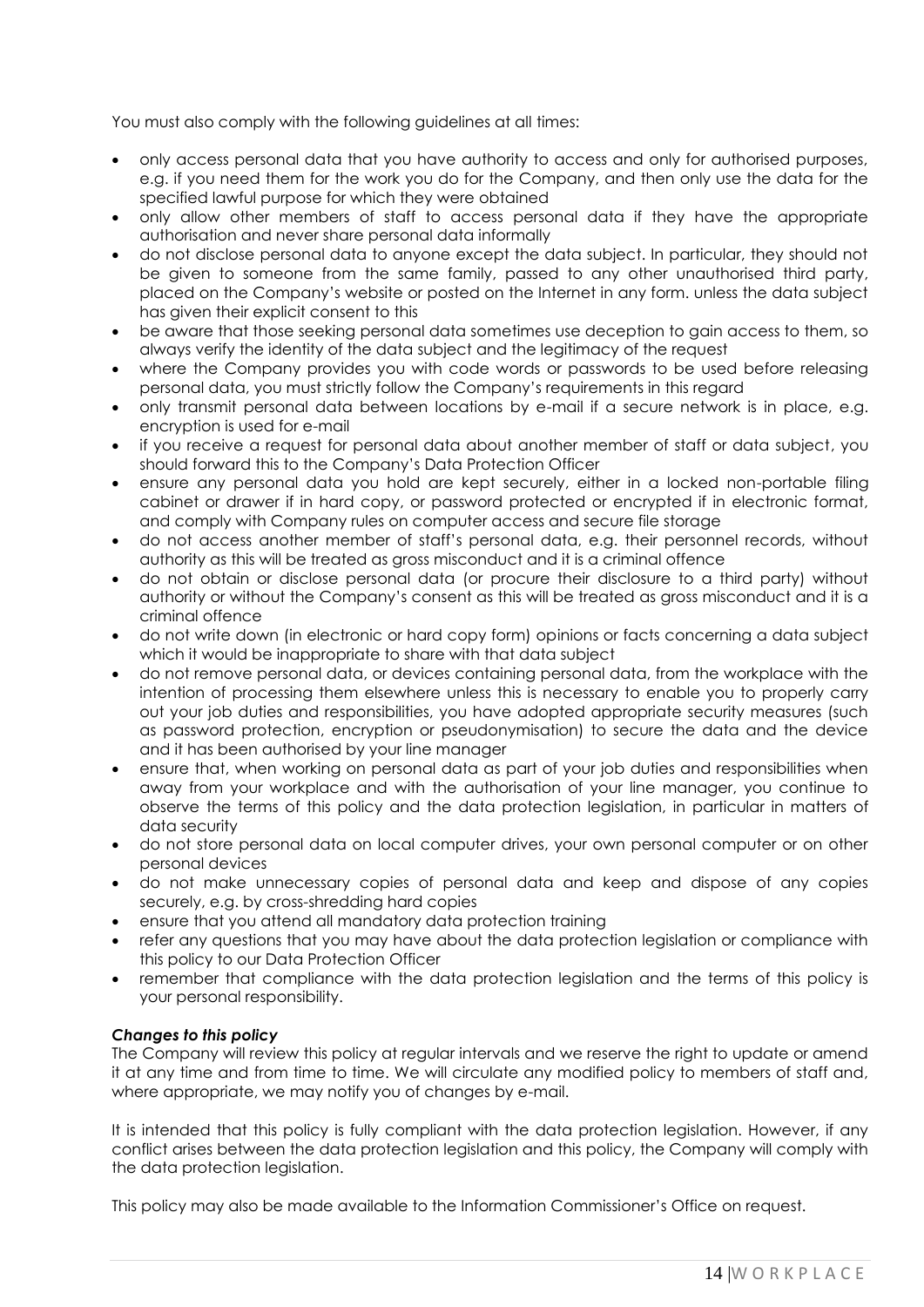You must also comply with the following guidelines at all times:

- only access personal data that you have authority to access and only for authorised purposes, e.g. if you need them for the work you do for the Company, and then only use the data for the specified lawful purpose for which they were obtained
- only allow other members of staff to access personal data if they have the appropriate authorisation and never share personal data informally
- do not disclose personal data to anyone except the data subject. In particular, they should not be given to someone from the same family, passed to any other unauthorised third party, placed on the Company's website or posted on the Internet in any form. unless the data subject has given their explicit consent to this
- be aware that those seeking personal data sometimes use deception to gain access to them, so always verify the identity of the data subject and the legitimacy of the request
- where the Company provides you with code words or passwords to be used before releasing personal data, you must strictly follow the Company's requirements in this regard
- only transmit personal data between locations by e-mail if a secure network is in place, e.g. encryption is used for e-mail
- if you receive a request for personal data about another member of staff or data subject, you should forward this to the Company's Data Protection Officer
- ensure any personal data you hold are kept securely, either in a locked non-portable filing cabinet or drawer if in hard copy, or password protected or encrypted if in electronic format, and comply with Company rules on computer access and secure file storage
- do not access another member of staff's personal data, e.g. their personnel records, without authority as this will be treated as gross misconduct and it is a criminal offence
- do not obtain or disclose personal data (or procure their disclosure to a third party) without authority or without the Company's consent as this will be treated as gross misconduct and it is a criminal offence
- do not write down (in electronic or hard copy form) opinions or facts concerning a data subject which it would be inappropriate to share with that data subject
- do not remove personal data, or devices containing personal data, from the workplace with the intention of processing them elsewhere unless this is necessary to enable you to properly carry out your job duties and responsibilities, you have adopted appropriate security measures (such as password protection, encryption or pseudonymisation) to secure the data and the device and it has been authorised by your line manager
- ensure that, when working on personal data as part of your job duties and responsibilities when away from your workplace and with the authorisation of your line manager, you continue to observe the terms of this policy and the data protection legislation, in particular in matters of data security
- do not store personal data on local computer drives, your own personal computer or on other personal devices
- do not make unnecessary copies of personal data and keep and dispose of any copies securely, e.g. by cross-shredding hard copies
- ensure that you attend all mandatory data protection training
- refer any questions that you may have about the data protection legislation or compliance with this policy to our Data Protection Officer
- remember that compliance with the data protection legislation and the terms of this policy is your personal responsibility.

***Changes to this policy***

The Company will review this policy at regular intervals and we reserve the right to update or amend it at any time and from time to time. We will circulate any modified policy to members of staff and, where appropriate, we may notify you of changes by e-mail.

It is intended that this policy is fully compliant with the data protection legislation. However, if any conflict arises between the data protection legislation and this policy, the Company will comply with the data protection legislation.

This policy may also be made available to the Information Commissioner's Office on request.